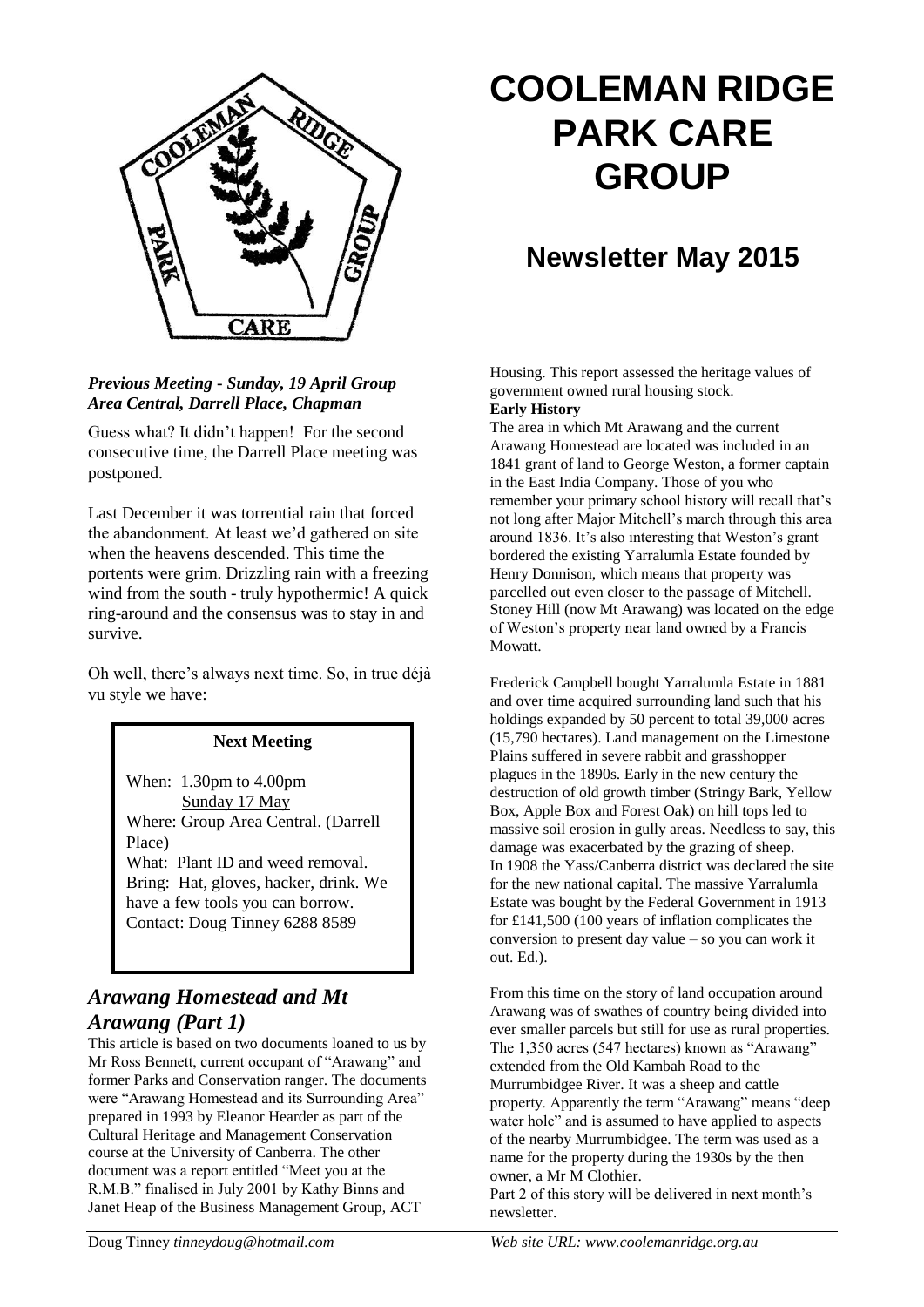# COOLEMAN RIDGE PARK CARE GROUP

## Newsletter May 2015

***Previous Meeting - Sunday, 19 April Group Area Central, Darrell Place, Chapman***

Guess what? It didn't happen! For the second consecutive time, the Darrell Place meeting was postponed.

Last December it was torrential rain that forced the abandonment. At least we'd gathered on site when the heavens descended. This time the portents were grim. Drizzling rain with a freezing wind from the south - truly hypothermic! A quick ring-around and the consensus was to stay in and survive.

Oh well, there's always next time. So, in true déjà vu style we have:

**Next Meeting**

When: 1.30pm to 4.00pm
Sunday 17 May
Where: Group Area Central. (Darrell Place)
What: Plant ID and weed removal.
Bring: Hat, gloves, hacker, drink. We have a few tools you can borrow.
Contact: Doug Tinney 6288 8589

## *Arawang Homestead and Mt Arawang (Part 1)*

This article is based on two documents loaned to us by Mr Ross Bennett, current occupant of "Arawang" and former Parks and Conservation ranger. The documents were "Arawang Homestead and its Surrounding Area" prepared in 1993 by Eleanor Hearder as part of the Cultural Heritage and Management Conservation course at the University of Canberra. The other document was a report entitled "Meet you at the R.M.B." finalised in July 2001 by Kathy Binns and Janet Heap of the Business Management Group, ACT Housing. This report assessed the heritage values of government owned rural housing stock.

**Early History**

The area in which Mt Arawang and the current Arawang Homestead are located was included in an 1841 grant of land to George Weston, a former captain in the East India Company. Those of you who remember your primary school history will recall that's not long after Major Mitchell's march through this area around 1836. It's also interesting that Weston's grant bordered the existing Yarralumla Estate founded by Henry Donnison, which means that property was parcelled out even closer to the passage of Mitchell. Stoney Hill (now Mt Arawang) was located on the edge of Weston's property near land owned by a Francis Mowatt.

Frederick Campbell bought Yarralumla Estate in 1881 and over time acquired surrounding land such that his holdings expanded by 50 percent to total 39,000 acres (15,790 hectares). Land management on the Limestone Plains suffered in severe rabbit and grasshopper plagues in the 1890s. Early in the new century the destruction of old growth timber (Stringy Bark, Yellow Box, Apple Box and Forest Oak) on hill tops led to massive soil erosion in gully areas. Needless to say, this damage was exacerbated by the grazing of sheep.
In 1908 the Yass/Canberra district was declared the site for the new national capital. The massive Yarralumla Estate was bought by the Federal Government in 1913 for £141,500 (100 years of inflation complicates the conversion to present day value – so you can work it out. Ed.).

From this time on the story of land occupation around Arawang was of swathes of country being divided into ever smaller parcels but still for use as rural properties. The 1,350 acres (547 hectares) known as "Arawang" extended from the Old Kambah Road to the Murrumbidgee River. It was a sheep and cattle property. Apparently the term "Arawang" means "deep water hole" and is assumed to have applied to aspects of the nearby Murrumbidgee. The term was used as a name for the property during the 1930s by the then owner, a Mr M Clothier.
Part 2 of this story will be delivered in next month's newsletter.

Doug Tinney *tinneydoug@hotmail.com* *Web site URL: www.coolemanridge.org.au*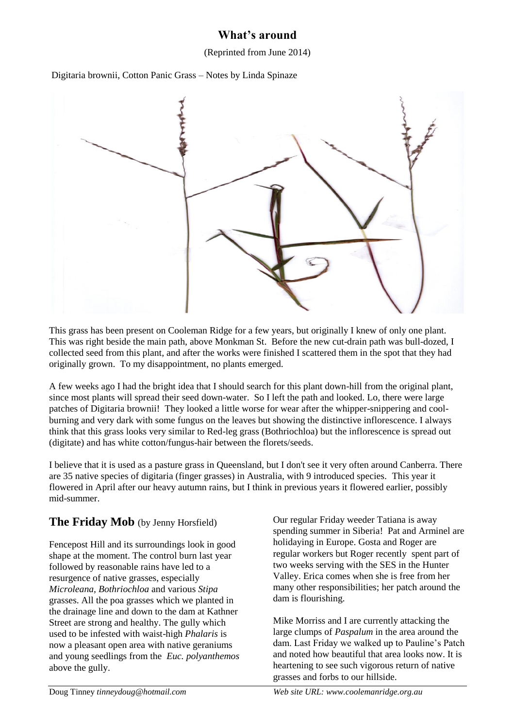# What's around

(Reprinted from June 2014)

Digitaria brownii, Cotton Panic Grass – Notes by Linda Spinaze

This grass has been present on Cooleman Ridge for a few years, but originally I knew of only one plant. This was right beside the main path, above Monkman St. Before the new cut-drain path was bull-dozed, I collected seed from this plant, and after the works were finished I scattered them in the spot that they had originally grown. To my disappointment, no plants emerged.

A few weeks ago I had the bright idea that I should search for this plant down-hill from the original plant, since most plants will spread their seed down-water. So I left the path and looked. Lo, there were large patches of Digitaria brownii! They looked a little worse for wear after the whipper-snippering and cool-burning and very dark with some fungus on the leaves but showing the distinctive inflorescence. I always think that this grass looks very similar to Red-leg grass (Bothriochloa) but the inflorescence is spread out (digitate) and has white cotton/fungus-hair between the florets/seeds.

I believe that it is used as a pasture grass in Queensland, but I don't see it very often around Canberra. There are 35 native species of digitaria (finger grasses) in Australia, with 9 introduced species. This year it flowered in April after our heavy autumn rains, but I think in previous years it flowered earlier, possibly mid-summer.

## The Friday Mob (by Jenny Horsfield)

Fencepost Hill and its surroundings look in good shape at the moment. The control burn last year followed by reasonable rains have led to a resurgence of native grasses, especially *Microleana*, *Bothriochloa* and various *Stipa* grasses. All the poa grasses which we planted in the drainage line and down to the dam at Kathner Street are strong and healthy. The gully which used to be infested with waist-high *Phalaris* is now a pleasant open area with native geraniums and young seedlings from the *Euc. polyanthemos* above the gully.

Our regular Friday weeder Tatiana is away spending summer in Siberia! Pat and Arminel are holidaying in Europe. Gosta and Roger are regular workers but Roger recently spent part of two weeks serving with the SES in the Hunter Valley. Erica comes when she is free from her many other responsibilities; her patch around the dam is flourishing.

Mike Morriss and I are currently attacking the large clumps of *Paspalum* in the area around the dam. Last Friday we walked up to Pauline's Patch and noted how beautiful that area looks now. It is heartening to see such vigorous return of native grasses and forbs to our hillside.

Doug Tinney *tinneydoug@hotmail.com* *Web site URL: www.coolemanridge.org.au*